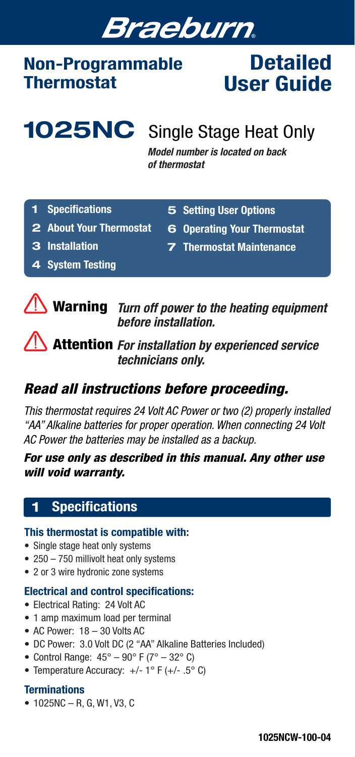# Braeburn®

## Non-Programmable Thermostat

## Detailed User Guide

# 1025NC Single Stage Heat Only

*Model number is located on back of thermostat*

1. **Specifications**
2. **About Your Thermostat**
3. **Installation**
4. **System Testing**
5. **Setting User Options**
6. **Operating Your Thermostat**
7. **Thermostat Maintenance**

⚠ **Warning** *Turn off power to the heating equipment before installation.*

⚠ **Attention** *For installation by experienced service technicians only.*

### *Read all instructions before proceeding.*

*This thermostat requires 24 Volt AC Power or two (2) properly installed "AA" Alkaline batteries for proper operation. When connecting 24 Volt AC Power the batteries may be installed as a backup.*

***For use only as described in this manual. Any other use will void warranty.***

## 1 Specifications

#### This thermostat is compatible with:

- Single stage heat only systems
- 250 – 750 millivolt heat only systems
- 2 or 3 wire hydronic zone systems

#### Electrical and control specifications:

- Electrical Rating: 24 Volt AC
- 1 amp maximum load per terminal
- AC Power: 18 – 30 Volts AC
- DC Power: 3.0 Volt DC (2 "AA" Alkaline Batteries Included)
- Control Range: 45° – 90° F (7° – 32° C)
- Temperature Accuracy: +/- 1° F (+/- .5° C)

#### Terminations

- 1025NC – R, G, W1, V3, C

1025NCW-100-04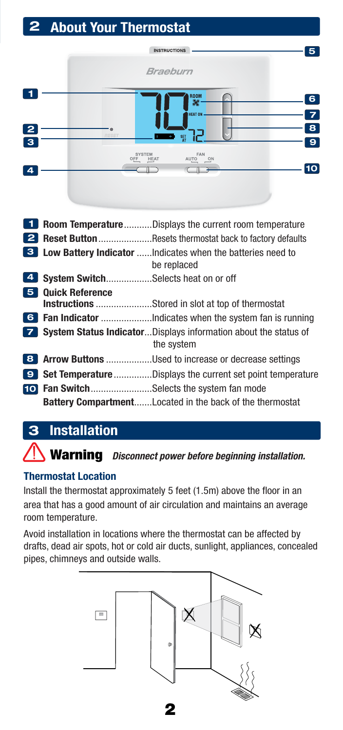## 2 About Your Thermostat

| | | |
|---|---|---|
| 1 | **Room Temperature** | Displays the current room temperature |
| 2 | **Reset Button** | Resets thermostat back to factory defaults |
| 3 | **Low Battery Indicator** | Indicates when the batteries need to be replaced |
| 4 | **System Switch** | Selects heat on or off |
| 5 | **Quick Reference Instructions** | Stored in slot at top of thermostat |
| 6 | **Fan Indicator** | Indicates when the system fan is running |
| 7 | **System Status Indicator** | Displays information about the status of the system |
| 8 | **Arrow Buttons** | Used to increase or decrease settings |
| 9 | **Set Temperature** | Displays the current set point temperature |
| 10 | **Fan Switch** | Selects the system fan mode |
| | **Battery Compartment** | Located in the back of the thermostat |

## 3 Installation

**Warning** ***Disconnect power before beginning installation.***

### Thermostat Location

Install the thermostat approximately 5 feet (1.5m) above the floor in an area that has a good amount of air circulation and maintains an average room temperature.

Avoid installation in locations where the thermostat can be affected by drafts, dead air spots, hot or cold air ducts, sunlight, appliances, concealed pipes, chimneys and outside walls.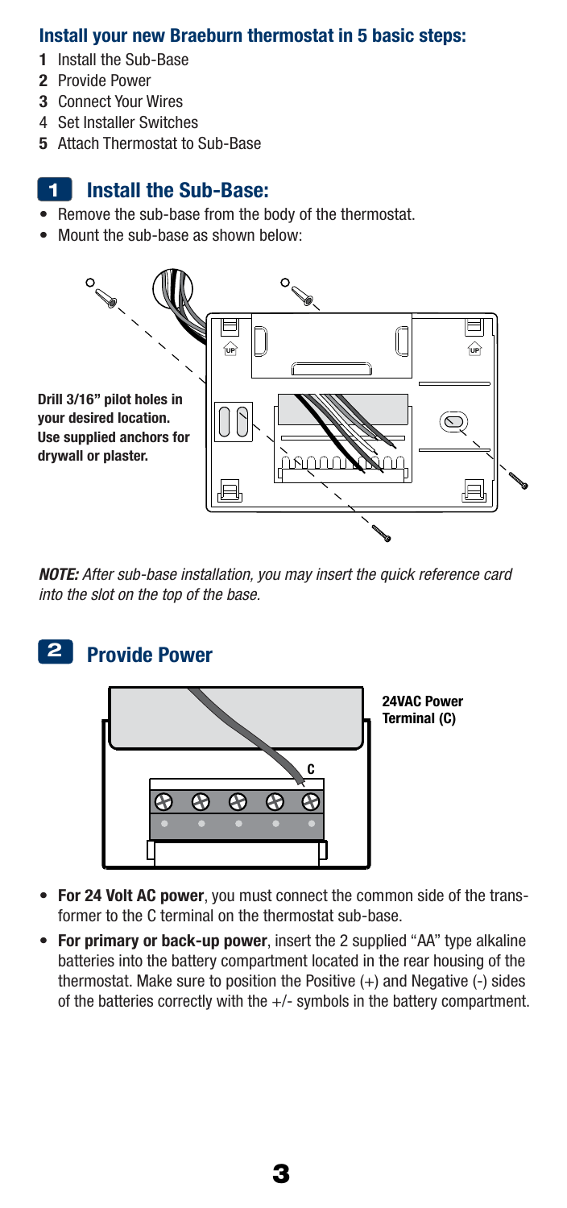## Install your new Braeburn thermostat in 5 basic steps:

**1** Install the Sub-Base
**2** Provide Power
**3** Connect Your Wires
4 Set Installer Switches
**5** Attach Thermostat to Sub-Base

## 1 Install the Sub-Base:

- Remove the sub-base from the body of the thermostat.
- Mount the sub-base as shown below:

**Drill 3/16" pilot holes in your desired location. Use supplied anchors for drywall or plaster.**

UP

UP

***NOTE:*** *After sub-base installation, you may insert the quick reference card into the slot on the top of the base.*

## 2 Provide Power

**24VAC Power Terminal (C)**

C

- **For 24 Volt AC power**, you must connect the common side of the transformer to the C terminal on the thermostat sub-base.
- **For primary or back-up power**, insert the 2 supplied "AA" type alkaline batteries into the battery compartment located in the rear housing of the thermostat. Make sure to position the Positive (+) and Negative (-) sides of the batteries correctly with the +/- symbols in the battery compartment.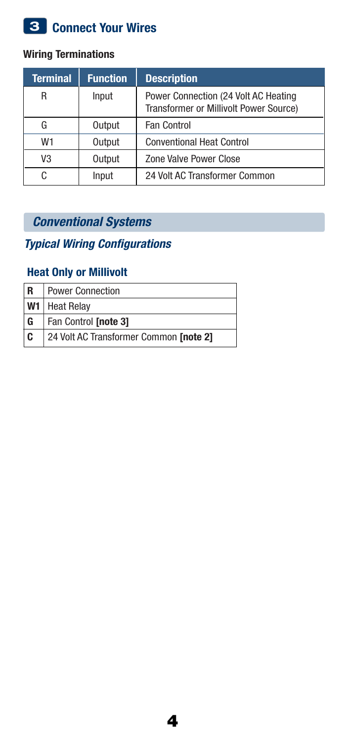## 3 Connect Your Wires

### Wiring Terminations

| Terminal | Function | Description |
|---|---|---|
| R | Input | Power Connection (24 Volt AC Heating Transformer or Millivolt Power Source) |
| G | Output | Fan Control |
| W1 | Output | Conventional Heat Control |
| V3 | Output | Zone Valve Power Close |
| C | Input | 24 Volt AC Transformer Common |

## *Conventional Systems*

### *Typical Wiring Configurations*

#### Heat Only or Millivolt

| | |
|---|---|
| **R** | Power Connection |
| **W1** | Heat Relay |
| **G** | Fan Control **[note 3]** |
| **C** | 24 Volt AC Transformer Common **[note 2]** |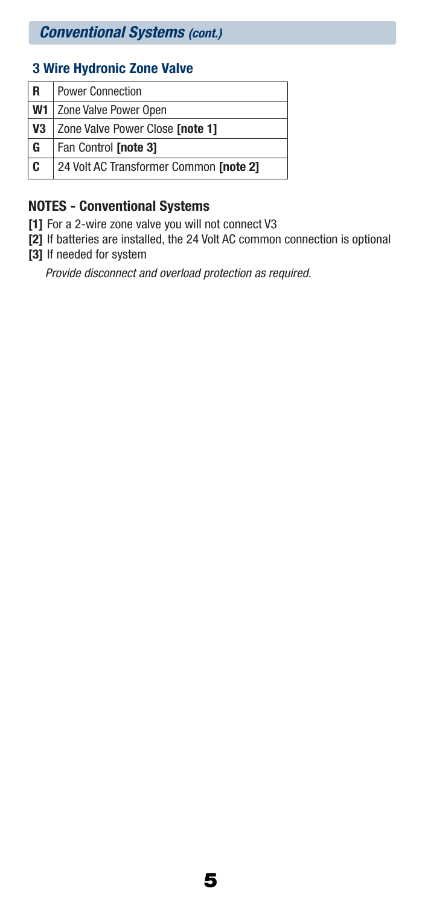## *Conventional Systems (cont.)*

### 3 Wire Hydronic Zone Valve

| | |
|---|---|
| **R** | Power Connection |
| **W1** | Zone Valve Power Open |
| **V3** | Zone Valve Power Close **[note 1]** |
| **G** | Fan Control **[note 3]** |
| **C** | 24 Volt AC Transformer Common **[note 2]** |

### NOTES - Conventional Systems

**[1]** For a 2-wire zone valve you will not connect V3

**[2]** If batteries are installed, the 24 Volt AC common connection is optional

**[3]** If needed for system

*Provide disconnect and overload protection as required.*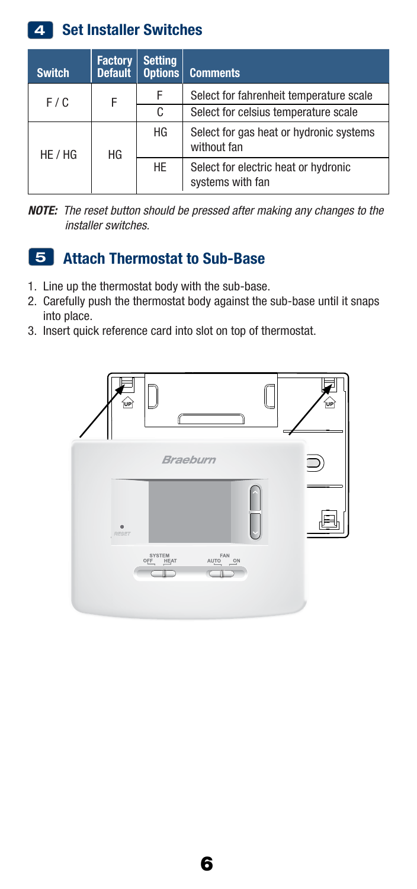## 4 Set Installer Switches

| Switch | Factory Default | Setting Options | Comments |
|---|---|---|---|
| F / C | F | F | Select for fahrenheit temperature scale |
| | | C | Select for celsius temperature scale |
| HE / HG | HG | HG | Select for gas heat or hydronic systems without fan |
| | | HE | Select for electric heat or hydronic systems with fan |

***NOTE:*** *The reset button should be pressed after making any changes to the installer switches.*

## 5 Attach Thermostat to Sub-Base

1. Line up the thermostat body with the sub-base.
2. Carefully push the thermostat body against the sub-base until it snaps into place.
3. Insert quick reference card into slot on top of thermostat.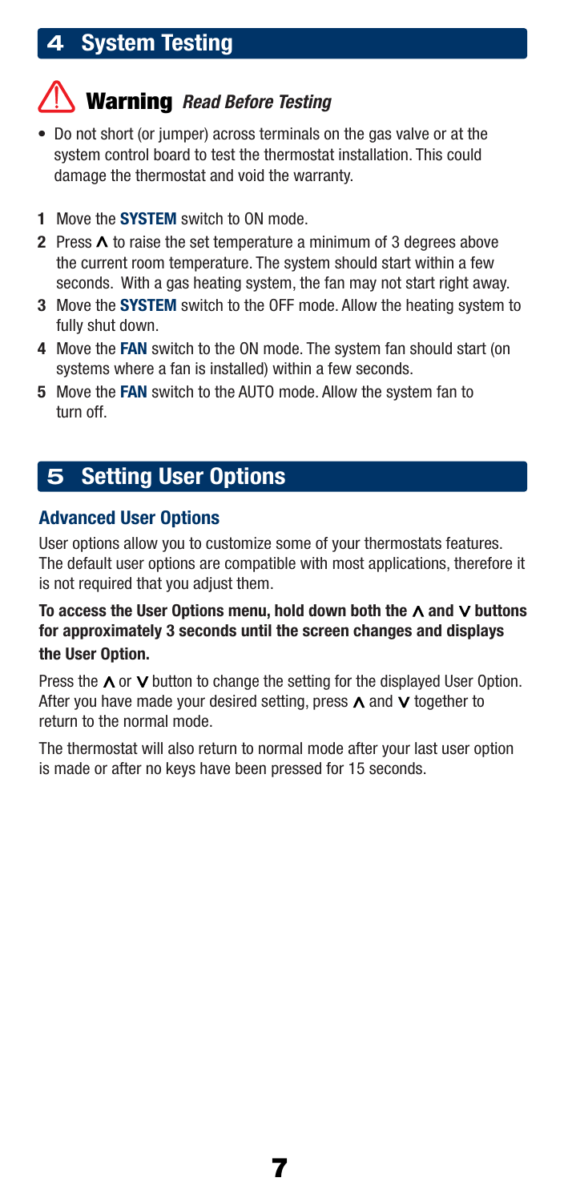## 4 System Testing

### ⚠ Warning *Read Before Testing*

- Do not short (or jumper) across terminals on the gas valve or at the system control board to test the thermostat installation. This could damage the thermostat and void the warranty.

1. Move the **SYSTEM** switch to ON mode.
2. Press ∧ to raise the set temperature a minimum of 3 degrees above the current room temperature. The system should start within a few seconds. With a gas heating system, the fan may not start right away.
3. Move the **SYSTEM** switch to the OFF mode. Allow the heating system to fully shut down.
4. Move the **FAN** switch to the ON mode. The system fan should start (on systems where a fan is installed) within a few seconds.
5. Move the **FAN** switch to the AUTO mode. Allow the system fan to turn off.

## 5 Setting User Options

### Advanced User Options

User options allow you to customize some of your thermostats features. The default user options are compatible with most applications, therefore it is not required that you adjust them.

**To access the User Options menu, hold down both the ∧ and ∨ buttons for approximately 3 seconds until the screen changes and displays the User Option.**

Press the ∧ or ∨ button to change the setting for the displayed User Option. After you have made your desired setting, press ∧ and ∨ together to return to the normal mode.

The thermostat will also return to normal mode after your last user option is made or after no keys have been pressed for 15 seconds.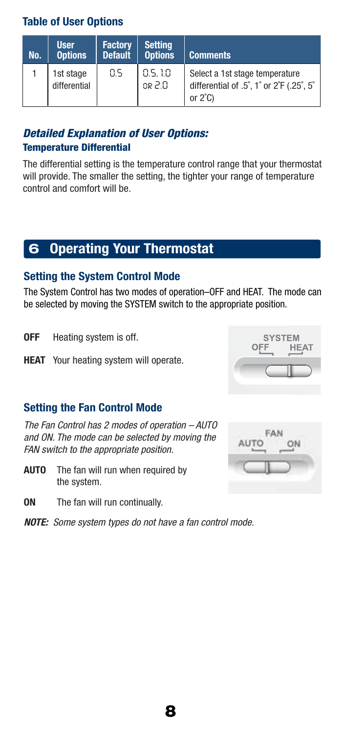### Table of User Options

| No. | User Options | Factory Default | Setting Options | Comments |
|---|---|---|---|---|
| 1 | 1st stage differential | 0.5 | 0.5, 1.0 or 2.0 | Select a 1st stage temperature differential of .5˚, 1˚ or 2˚F (.25˚, 5˚ or 2˚C) |

### *Detailed Explanation of User Options:*

#### Temperature Differential

The differential setting is the temperature control range that your thermostat will provide. The smaller the setting, the tighter your range of temperature control and comfort will be.

## 6 Operating Your Thermostat

### Setting the System Control Mode

The System Control has two modes of operation–OFF and HEAT. The mode can be selected by moving the SYSTEM switch to the appropriate position.

**OFF** Heating system is off.

**HEAT** Your heating system will operate.

SYSTEM
OFF HEAT

### Setting the Fan Control Mode

*The Fan Control has 2 modes of operation – AUTO and ON. The mode can be selected by moving the FAN switch to the appropriate position.*

**AUTO** The fan will run when required by the system.

**ON** The fan will run continually.

FAN
AUTO ON

***NOTE:*** *Some system types do not have a fan control mode.*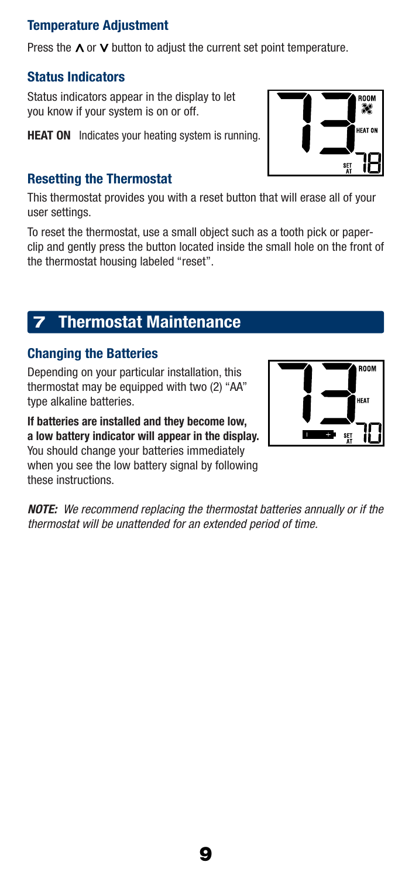### Temperature Adjustment

Press the ∧ or ∨ button to adjust the current set point temperature.

### Status Indicators

Status indicators appear in the display to let you know if your system is on or off.

**HEAT ON** Indicates your heating system is running.

ROOM
HEAT ON
SET AT

### Resetting the Thermostat

This thermostat provides you with a reset button that will erase all of your user settings.

To reset the thermostat, use a small object such as a tooth pick or paper-clip and gently press the button located inside the small hole on the front of the thermostat housing labeled "reset".

## 7 Thermostat Maintenance

### Changing the Batteries

Depending on your particular installation, this thermostat may be equipped with two (2) "AA" type alkaline batteries.

**If batteries are installed and they become low, a low battery indicator will appear in the display.** You should change your batteries immediately when you see the low battery signal by following these instructions.

ROOM
HEAT
SET AT

***NOTE:*** *We recommend replacing the thermostat batteries annually or if the thermostat will be unattended for an extended period of time.*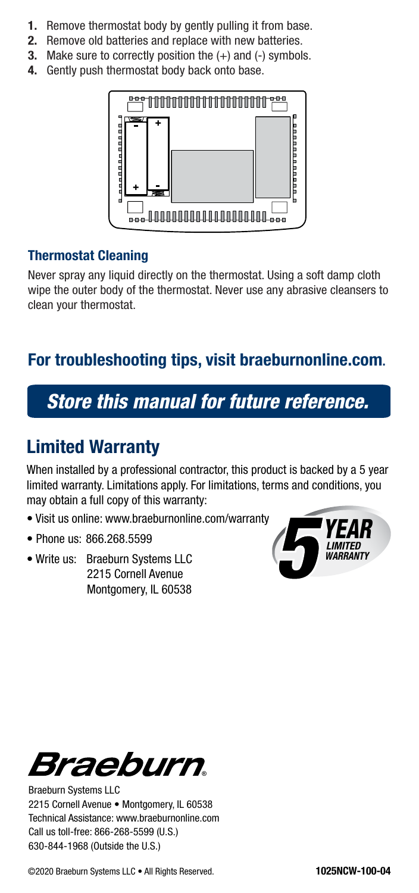1. Remove thermostat body by gently pulling it from base.
2. Remove old batteries and replace with new batteries.
3. Make sure to correctly position the (+) and (-) symbols.
4. Gently push thermostat body back onto base.

### Thermostat Cleaning

Never spray any liquid directly on the thermostat. Using a soft damp cloth wipe the outer body of the thermostat. Never use any abrasive cleansers to clean your thermostat.

## For troubleshooting tips, visit braeburnonline.com.

## *Store this manual for future reference.*

## Limited Warranty

When installed by a professional contractor, this product is backed by a 5 year limited warranty. Limitations apply. For limitations, terms and conditions, you may obtain a full copy of this warranty:

- Visit us online: www.braeburnonline.com/warranty
- Phone us: 866.268.5599
- Write us: Braeburn Systems LLC
  2215 Cornell Avenue
  Montgomery, IL 60538

5 YEAR LIMITED WARRANTY

Braeburn

Braeburn Systems LLC
2215 Cornell Avenue • Montgomery, IL 60538
Technical Assistance: www.braeburnonline.com
Call us toll-free: 866-268-5599 (U.S.)
630-844-1968 (Outside the U.S.)

©2020 Braeburn Systems LLC • All Rights Reserved. **1025NCW-100-04**